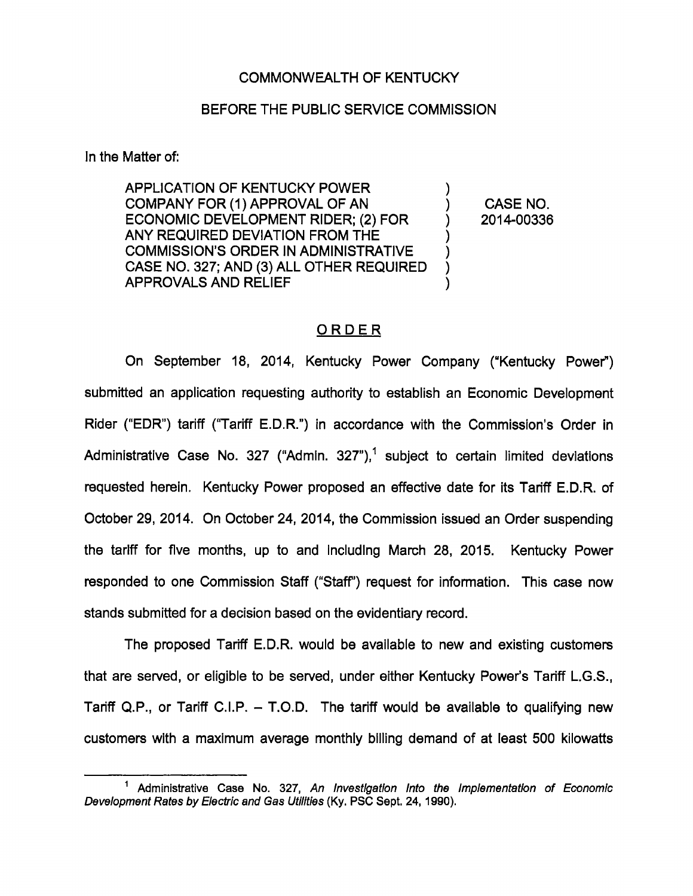COMMONWEALTH OF KENTUCKY

BEFORE THE PUBLIC SERVICE COMMISSION

In the Matter of:

| | | |
|---|---|---|
| APPLICATION OF KENTUCKY POWER COMPANY FOR (1) APPROVAL OF AN ECONOMIC DEVELOPMENT RIDER; (2) FOR ANY REQUIRED DEVIATION FROM THE COMMISSION'S ORDER IN ADMINISTRATIVE CASE NO. 327; AND (3) ALL OTHER REQUIRED APPROVALS AND RELIEF | ) | CASE NO. 2014-00336 |

## ORDER

On September 18, 2014, Kentucky Power Company ("Kentucky Power") submitted an application requesting authority to establish an Economic Development Rider ("EDR") tariff ("Tariff E.D.R.") in accordance with the Commission's Order in Administrative Case No. 327 ("Admin. 327"),[1] subject to certain limited deviations requested herein. Kentucky Power proposed an effective date for its Tariff E.D.R. of October 29, 2014. On October 24, 2014, the Commission issued an Order suspending the tariff for five months, up to and including March 28, 2015. Kentucky Power responded to one Commission Staff ("Staff") request for information. This case now stands submitted for a decision based on the evidentiary record.

The proposed Tariff E.D.R. would be available to new and existing customers that are served, or eligible to be served, under either Kentucky Power's Tariff L.G.S., Tariff Q.P., or Tariff C.I.P. – T.O.D. The tariff would be available to qualifying new customers with a maximum average monthly billing demand of at least 500 kilowatts

---

[1] Administrative Case No. 327, *An Investigation Into the Implementation of Economic Development Rates by Electric and Gas Utilities* (Ky. PSC Sept. 24, 1990).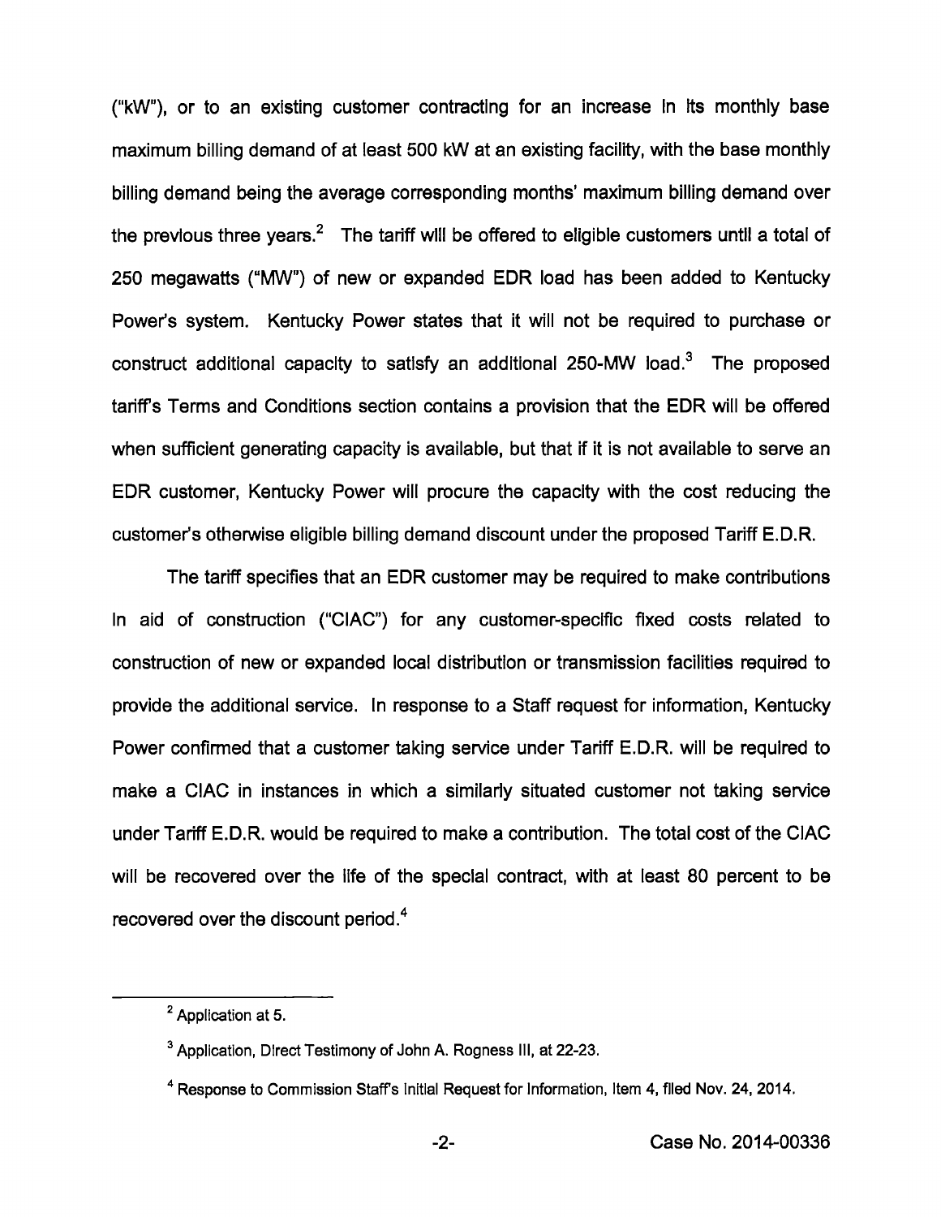("kW"), or to an existing customer contracting for an increase in its monthly base maximum billing demand of at least 500 kW at an existing facility, with the base monthly billing demand being the average corresponding months' maximum billing demand over the previous three years.[2] The tariff will be offered to eligible customers until a total of 250 megawatts ("MW") of new or expanded EDR load has been added to Kentucky Power's system. Kentucky Power states that it will not be required to purchase or construct additional capacity to satisfy an additional 250-MW load.[3] The proposed tariff's Terms and Conditions section contains a provision that the EDR will be offered when sufficient generating capacity is available, but that if it is not available to serve an EDR customer, Kentucky Power will procure the capacity with the cost reducing the customer's otherwise eligible billing demand discount under the proposed Tariff E.D.R.

The tariff specifies that an EDR customer may be required to make contributions in aid of construction ("CIAC") for any customer-specific fixed costs related to construction of new or expanded local distribution or transmission facilities required to provide the additional service. In response to a Staff request for information, Kentucky Power confirmed that a customer taking service under Tariff E.D.R. will be required to make a CIAC in instances in which a similarly situated customer not taking service under Tariff E.D.R. would be required to make a contribution. The total cost of the CIAC will be recovered over the life of the special contract, with at least 80 percent to be recovered over the discount period.[4]

---

[2] Application at 5.

[3] Application, Direct Testimony of John A. Rogness III, at 22-23.

[4] Response to Commission Staff's Initial Request for Information, Item 4, filed Nov. 24, 2014.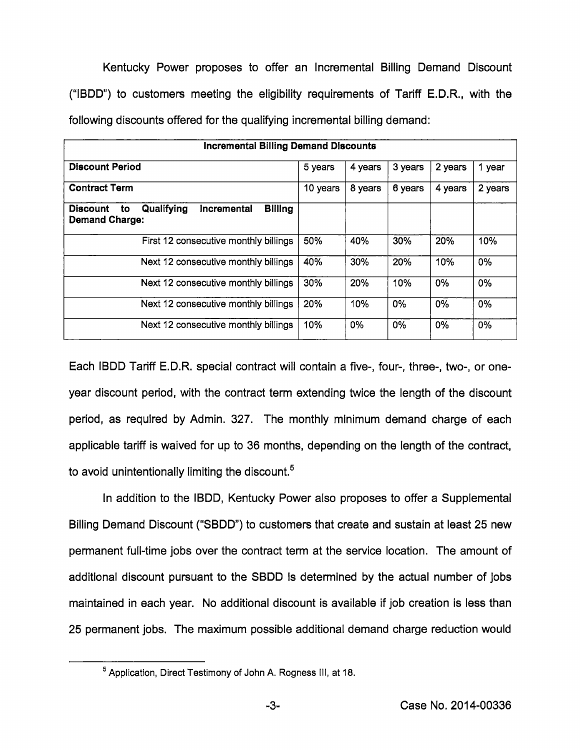Kentucky Power proposes to offer an Incremental Billing Demand Discount ("IBDD") to customers meeting the eligibility requirements of Tariff E.D.R., with the following discounts offered for the qualifying incremental billing demand:

| **Incremental Billing Demand Discounts** | | | | | |
|---|---|---|---|---|---|
| **Discount Period** | 5 years | 4 years | 3 years | 2 years | 1 year |
| **Contract Term** | 10 years | 8 years | 6 years | 4 years | 2 years |
| **Discount to Qualifying Incremental Billing Demand Charge:** | | | | | |
| First 12 consecutive monthly billings | 50% | 40% | 30% | 20% | 10% |
| Next 12 consecutive monthly billings | 40% | 30% | 20% | 10% | 0% |
| Next 12 consecutive monthly billings | 30% | 20% | 10% | 0% | 0% |
| Next 12 consecutive monthly billings | 20% | 10% | 0% | 0% | 0% |
| Next 12 consecutive monthly billings | 10% | 0% | 0% | 0% | 0% |

Each IBDD Tariff E.D.R. special contract will contain a five-, four-, three-, two-, or one-year discount period, with the contract term extending twice the length of the discount period, as required by Admin. 327. The monthly minimum demand charge of each applicable tariff is waived for up to 36 months, depending on the length of the contract, to avoid unintentionally limiting the discount.[5]

In addition to the IBDD, Kentucky Power also proposes to offer a Supplemental Billing Demand Discount ("SBDD") to customers that create and sustain at least 25 new permanent full-time jobs over the contract term at the service location. The amount of additional discount pursuant to the SBDD is determined by the actual number of jobs maintained in each year. No additional discount is available if job creation is less than 25 permanent jobs. The maximum possible additional demand charge reduction would

[5] Application, Direct Testimony of John A. Rogness III, at 18.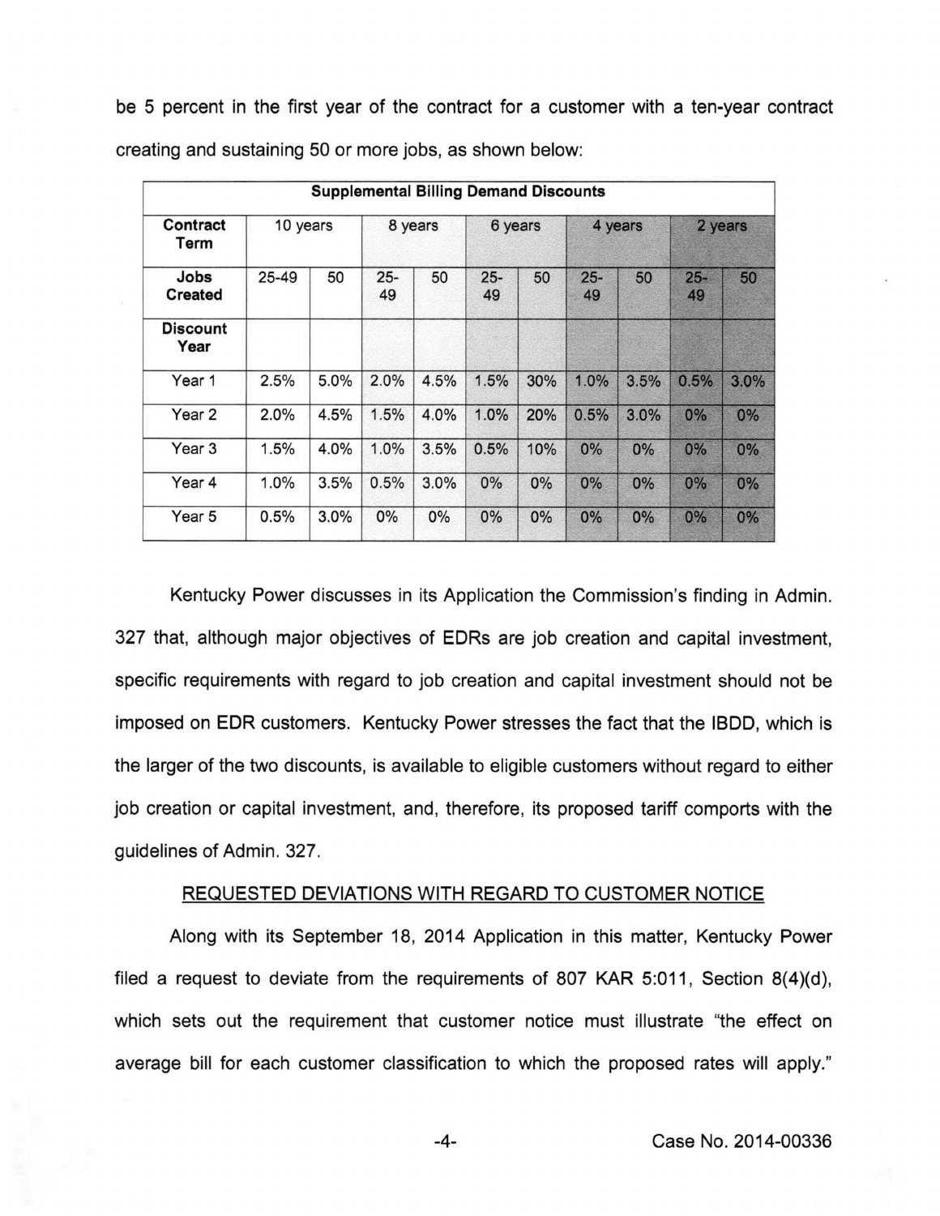be 5 percent in the first year of the contract for a customer with a ten-year contract creating and sustaining 50 or more jobs, as shown below:

| Supplemental Billing Demand Discounts | | | | | | | | | | |
|---|---|---|---|---|---|---|---|---|---|---|
| **Contract Term** | 10 years | | 8 years | | 6 years | | 4 years | | 2 years | |
| **Jobs Created** | 25-49 | 50 | 25-49 | 50 | 25-49 | 50 | 25-49 | 50 | 25-49 | 50 |
| **Discount Year** | | | | | | | | | | |
| Year 1 | 2.5% | 5.0% | 2.0% | 4.5% | 1.5% | 30% | 1.0% | 3.5% | 0.5% | 3.0% |
| Year 2 | 2.0% | 4.5% | 1.5% | 4.0% | 1.0% | 20% | 0.5% | 3.0% | 0% | 0% |
| Year 3 | 1.5% | 4.0% | 1.0% | 3.5% | 0.5% | 10% | 0% | 0% | 0% | 0% |
| Year 4 | 1.0% | 3.5% | 0.5% | 3.0% | 0% | 0% | 0% | 0% | 0% | 0% |
| Year 5 | 0.5% | 3.0% | 0% | 0% | 0% | 0% | 0% | 0% | 0% | 0% |

Kentucky Power discusses in its Application the Commission's finding in Admin. 327 that, although major objectives of EDRs are job creation and capital investment, specific requirements with regard to job creation and capital investment should not be imposed on EDR customers. Kentucky Power stresses the fact that the IBDD, which is the larger of the two discounts, is available to eligible customers without regard to either job creation or capital investment, and, therefore, its proposed tariff comports with the guidelines of Admin. 327.

## REQUESTED DEVIATIONS WITH REGARD TO CUSTOMER NOTICE

Along with its September 18, 2014 Application in this matter, Kentucky Power filed a request to deviate from the requirements of 807 KAR 5:011, Section 8(4)(d), which sets out the requirement that customer notice must illustrate "the effect on average bill for each customer classification to which the proposed rates will apply."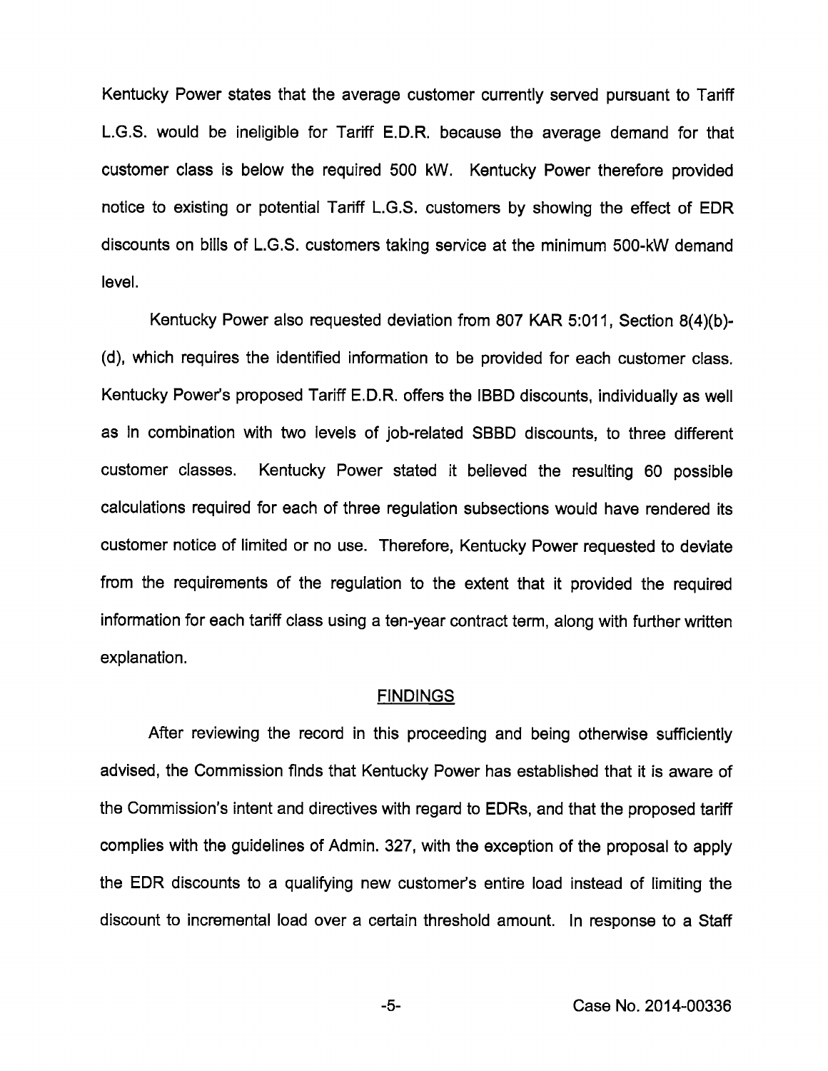Kentucky Power states that the average customer currently served pursuant to Tariff L.G.S. would be ineligible for Tariff E.D.R. because the average demand for that customer class is below the required 500 kW. Kentucky Power therefore provided notice to existing or potential Tariff L.G.S. customers by showing the effect of EDR discounts on bills of L.G.S. customers taking service at the minimum 500-kW demand level.

Kentucky Power also requested deviation from 807 KAR 5:011, Section 8(4)(b)-(d), which requires the identified information to be provided for each customer class. Kentucky Power's proposed Tariff E.D.R. offers the IBBD discounts, individually as well as in combination with two levels of job-related SBBD discounts, to three different customer classes. Kentucky Power stated it believed the resulting 60 possible calculations required for each of three regulation subsections would have rendered its customer notice of limited or no use. Therefore, Kentucky Power requested to deviate from the requirements of the regulation to the extent that it provided the required information for each tariff class using a ten-year contract term, along with further written explanation.

## FINDINGS

After reviewing the record in this proceeding and being otherwise sufficiently advised, the Commission finds that Kentucky Power has established that it is aware of the Commission's intent and directives with regard to EDRs, and that the proposed tariff complies with the guidelines of Admin. 327, with the exception of the proposal to apply the EDR discounts to a qualifying new customer's entire load instead of limiting the discount to incremental load over a certain threshold amount. In response to a Staff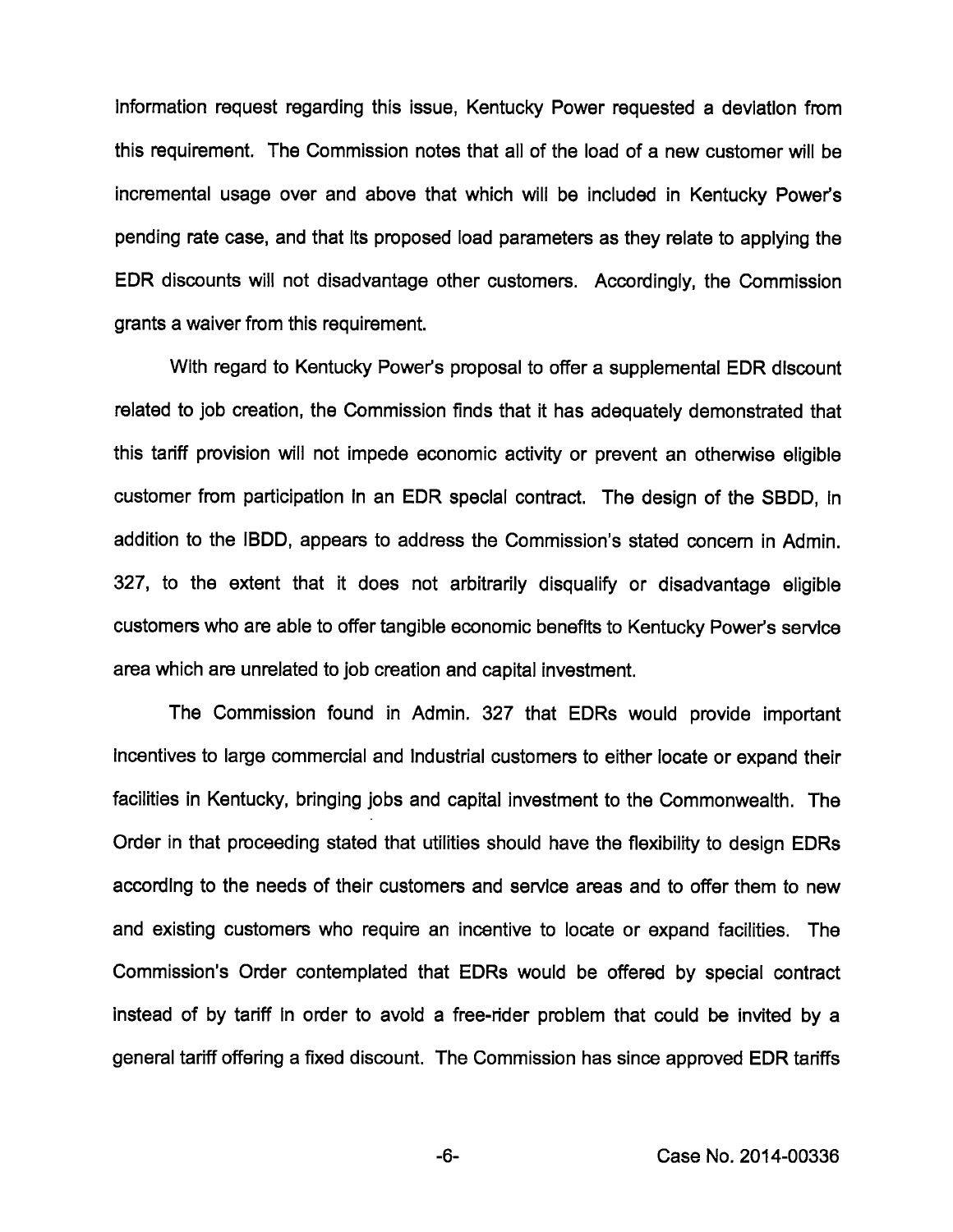information request regarding this issue, Kentucky Power requested a deviation from this requirement. The Commission notes that all of the load of a new customer will be incremental usage over and above that which will be included in Kentucky Power's pending rate case, and that its proposed load parameters as they relate to applying the EDR discounts will not disadvantage other customers. Accordingly, the Commission grants a waiver from this requirement.

With regard to Kentucky Power's proposal to offer a supplemental EDR discount related to job creation, the Commission finds that it has adequately demonstrated that this tariff provision will not impede economic activity or prevent an otherwise eligible customer from participation in an EDR special contract. The design of the SBDD, in addition to the IBDD, appears to address the Commission's stated concern in Admin. 327, to the extent that it does not arbitrarily disqualify or disadvantage eligible customers who are able to offer tangible economic benefits to Kentucky Power's service area which are unrelated to job creation and capital investment.

The Commission found in Admin. 327 that EDRs would provide important incentives to large commercial and industrial customers to either locate or expand their facilities in Kentucky, bringing jobs and capital investment to the Commonwealth. The Order in that proceeding stated that utilities should have the flexibility to design EDRs according to the needs of their customers and service areas and to offer them to new and existing customers who require an incentive to locate or expand facilities. The Commission's Order contemplated that EDRs would be offered by special contract instead of by tariff in order to avoid a free-rider problem that could be invited by a general tariff offering a fixed discount. The Commission has since approved EDR tariffs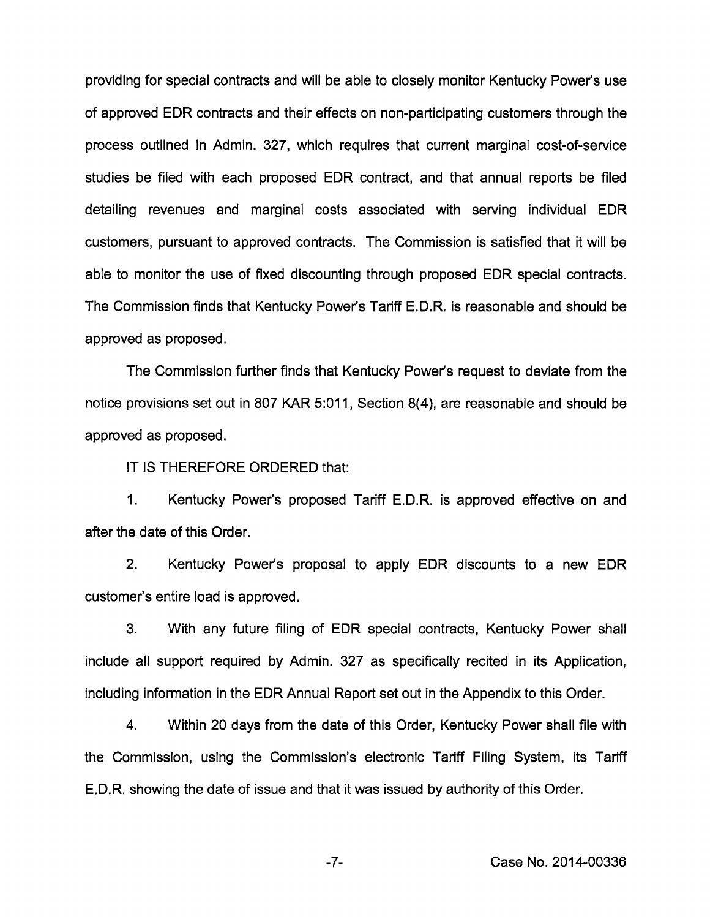providing for special contracts and will be able to closely monitor Kentucky Power's use of approved EDR contracts and their effects on non-participating customers through the process outlined in Admin. 327, which requires that current marginal cost-of-service studies be filed with each proposed EDR contract, and that annual reports be filed detailing revenues and marginal costs associated with serving individual EDR customers, pursuant to approved contracts. The Commission is satisfied that it will be able to monitor the use of fixed discounting through proposed EDR special contracts. The Commission finds that Kentucky Power's Tariff E.D.R. is reasonable and should be approved as proposed.

The Commission further finds that Kentucky Power's request to deviate from the notice provisions set out in 807 KAR 5:011, Section 8(4), are reasonable and should be approved as proposed.

IT IS THEREFORE ORDERED that:

1. Kentucky Power's proposed Tariff E.D.R. is approved effective on and after the date of this Order.

2. Kentucky Power's proposal to apply EDR discounts to a new EDR customer's entire load is approved.

3. With any future filing of EDR special contracts, Kentucky Power shall include all support required by Admin. 327 as specifically recited in its Application, including information in the EDR Annual Report set out in the Appendix to this Order.

4. Within 20 days from the date of this Order, Kentucky Power shall file with the Commission, using the Commission's electronic Tariff Filing System, its Tariff E.D.R. showing the date of issue and that it was issued by authority of this Order.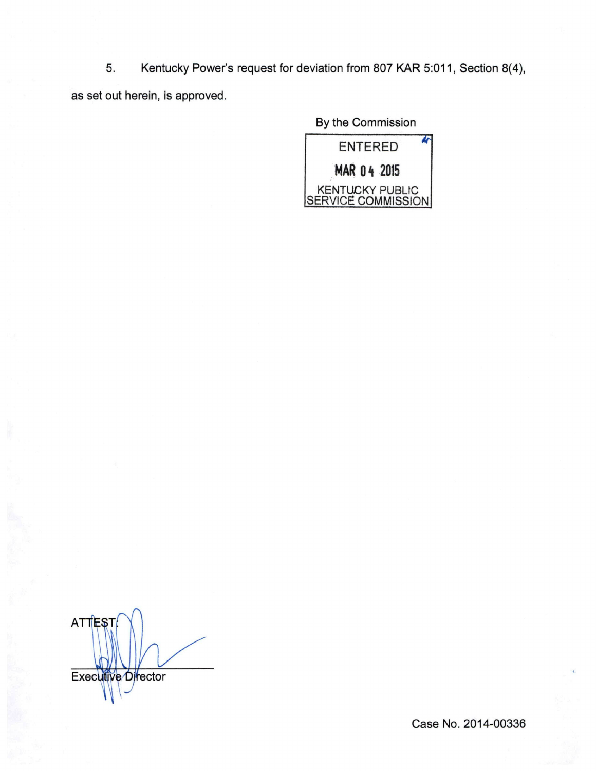5. Kentucky Power's request for deviation from 807 KAR 5:011, Section 8(4), as set out herein, is approved.

By the Commission

ENTERED

MAR 04 2015

KENTUCKY PUBLIC SERVICE COMMISSION

ATTEST:

Executive Director

Case No. 2014-00336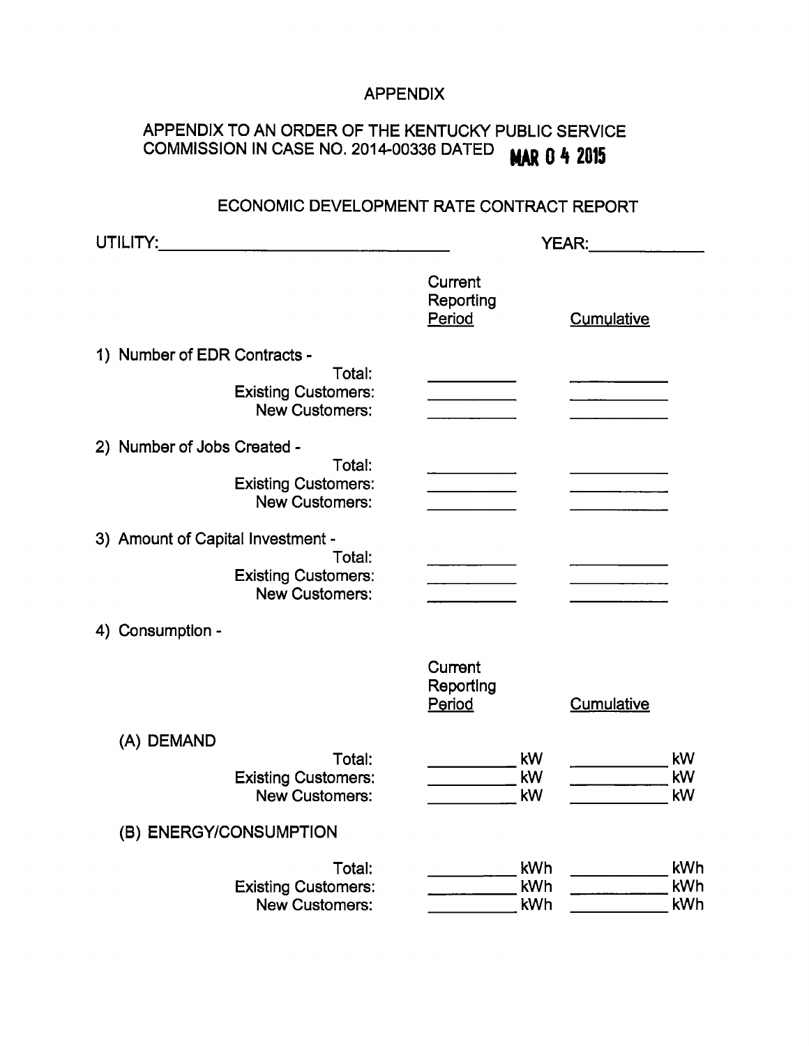# APPENDIX

APPENDIX TO AN ORDER OF THE KENTUCKY PUBLIC SERVICE COMMISSION IN CASE NO. 2014-00336 DATED **MAR 04 2015**

## ECONOMIC DEVELOPMENT RATE CONTRACT REPORT

UTILITY:\_\_\_\_\_\_\_\_\_\_\_\_\_\_\_\_\_\_\_\_\_\_\_\_\_\_\_\_ YEAR:\_\_\_\_\_\_\_\_\_\_

| | Current Reporting Period | Cumulative |
|---|---|---|
| **1) Number of EDR Contracts -** | | |
| Total: | \_\_\_\_\_\_\_\_\_\_ | \_\_\_\_\_\_\_\_\_\_ |
| Existing Customers: | \_\_\_\_\_\_\_\_\_\_ | \_\_\_\_\_\_\_\_\_\_ |
| New Customers: | \_\_\_\_\_\_\_\_\_\_ | \_\_\_\_\_\_\_\_\_\_ |
| **2) Number of Jobs Created -** | | |
| Total: | \_\_\_\_\_\_\_\_\_\_ | \_\_\_\_\_\_\_\_\_\_ |
| Existing Customers: | \_\_\_\_\_\_\_\_\_\_ | \_\_\_\_\_\_\_\_\_\_ |
| New Customers: | \_\_\_\_\_\_\_\_\_\_ | \_\_\_\_\_\_\_\_\_\_ |
| **3) Amount of Capital Investment -** | | |
| Total: | \_\_\_\_\_\_\_\_\_\_ | \_\_\_\_\_\_\_\_\_\_ |
| Existing Customers: | \_\_\_\_\_\_\_\_\_\_ | \_\_\_\_\_\_\_\_\_\_ |
| New Customers: | \_\_\_\_\_\_\_\_\_\_ | \_\_\_\_\_\_\_\_\_\_ |

**4) Consumption -**

| | Current Reporting Period | Cumulative |
|---|---|---|
| **(A) DEMAND** | | |
| Total: | \_\_\_\_\_\_\_\_\_\_ kW | \_\_\_\_\_\_\_\_\_\_ kW |
| Existing Customers: | \_\_\_\_\_\_\_\_\_\_ kW | \_\_\_\_\_\_\_\_\_\_ kW |
| New Customers: | \_\_\_\_\_\_\_\_\_\_ kW | \_\_\_\_\_\_\_\_\_\_ kW |
| **(B) ENERGY/CONSUMPTION** | | |
| Total: | \_\_\_\_\_\_\_\_\_\_ kWh | \_\_\_\_\_\_\_\_\_\_ kWh |
| Existing Customers: | \_\_\_\_\_\_\_\_\_\_ kWh | \_\_\_\_\_\_\_\_\_\_ kWh |
| New Customers: | \_\_\_\_\_\_\_\_\_\_ kWh | \_\_\_\_\_\_\_\_\_\_ kWh |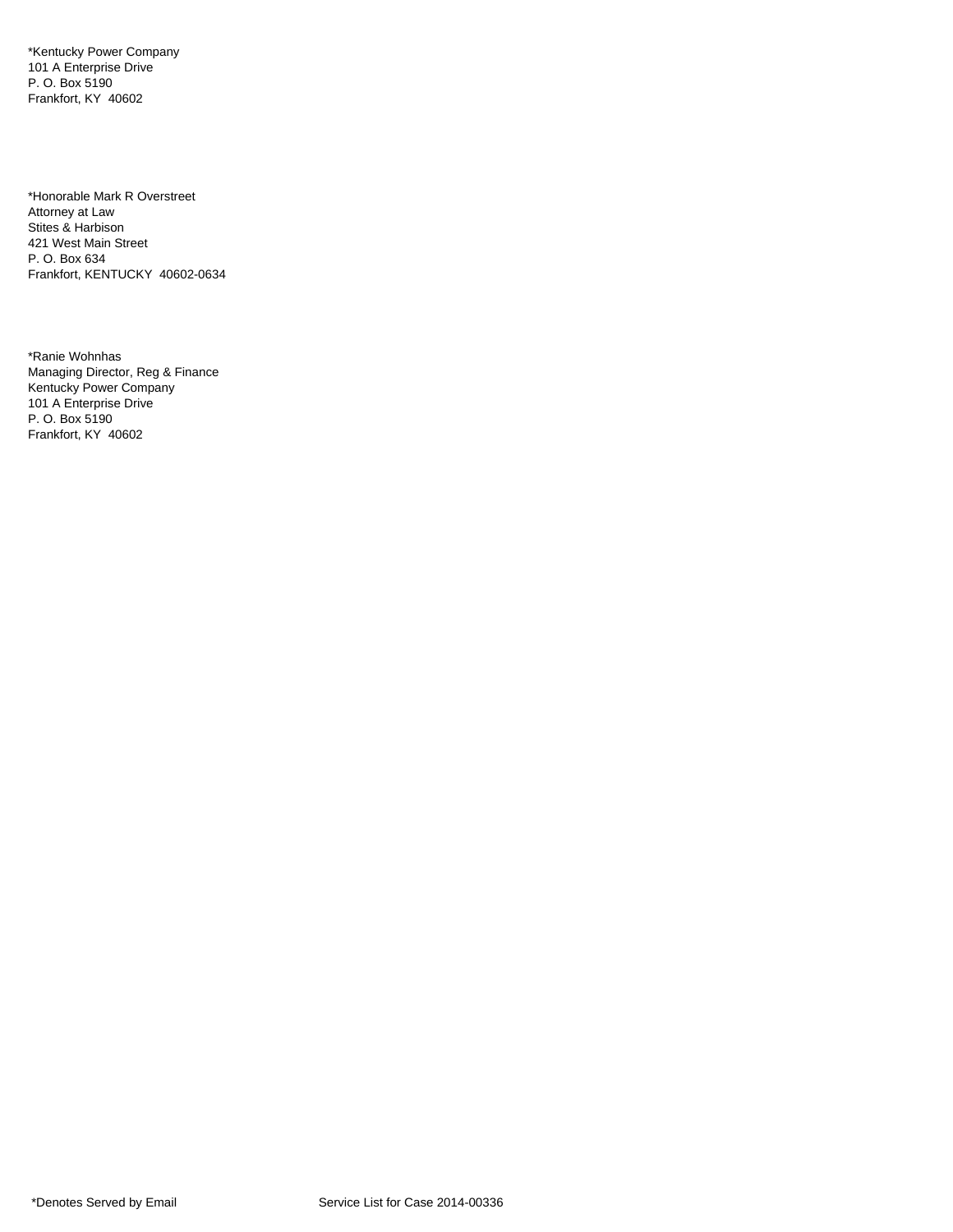*Kentucky Power Company
101 A Enterprise Drive
P. O. Box 5190
Frankfort, KY  40602

*Honorable Mark R Overstreet
Attorney at Law
Stites & Harbison
421 West Main Street
P. O. Box 634
Frankfort, KENTUCKY  40602-0634

*Ranie Wohnhas
Managing Director, Reg & Finance
Kentucky Power Company
101 A Enterprise Drive
P. O. Box 5190
Frankfort, KY  40602

*Denotes Served by Email

Service List for Case 2014-00336